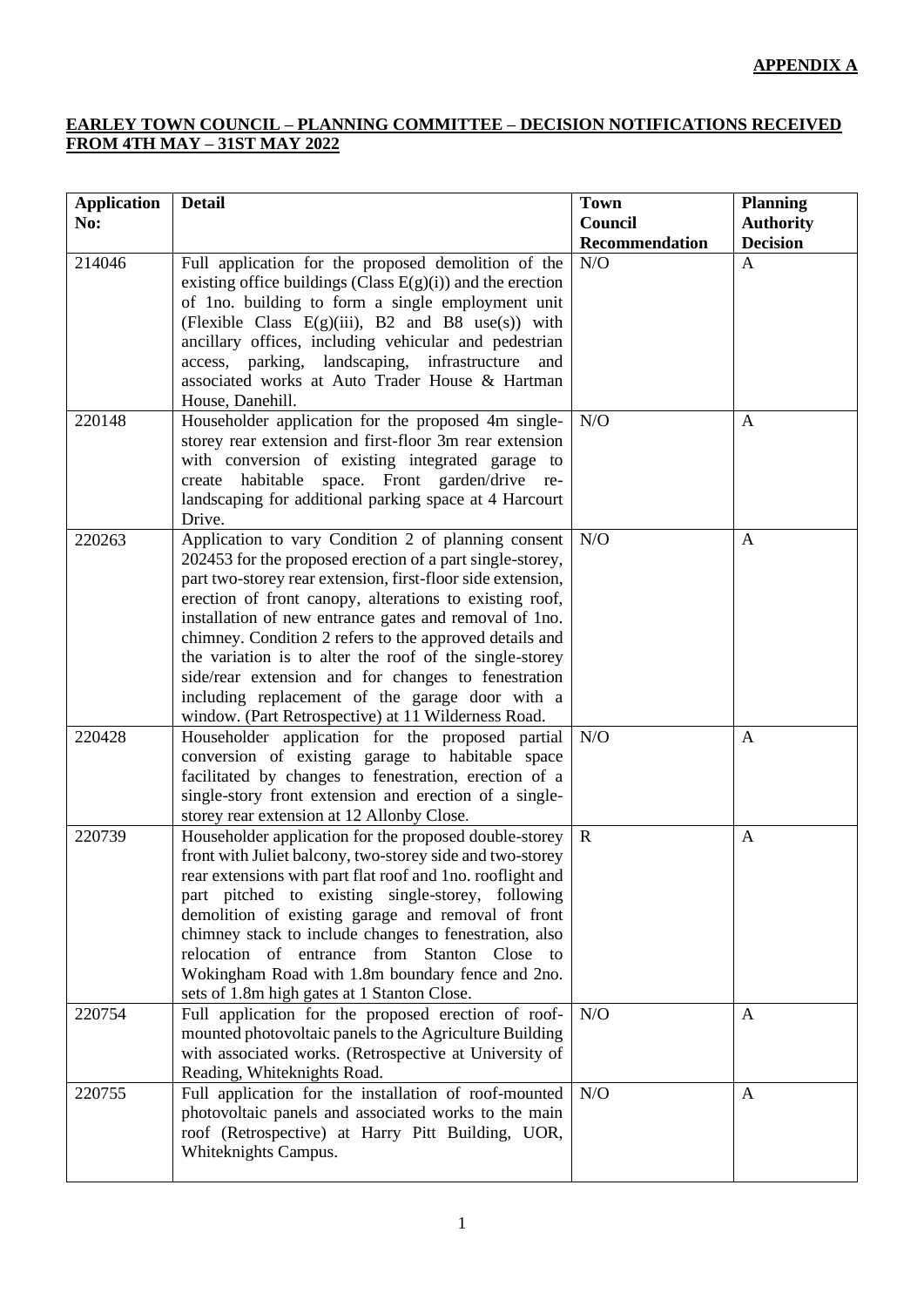**APPENDIX A**

**EARLEY TOWN COUNCIL – PLANNING COMMITTEE – DECISION NOTIFICATIONS RECEIVED FROM 4TH MAY – 31ST MAY 2022**

| Application No: | Detail | Town Council Recommendation | Planning Authority Decision |
|---|---|---|---|
| 214046 | Full application for the proposed demolition of the existing office buildings (Class E(g)(i)) and the erection of 1no. building to form a single employment unit (Flexible Class E(g)(iii), B2 and B8 use(s)) with ancillary offices, including vehicular and pedestrian access, parking, landscaping, infrastructure and associated works at Auto Trader House & Hartman House, Danehill. | N/O | A |
| 220148 | Householder application for the proposed 4m single-storey rear extension and first-floor 3m rear extension with conversion of existing integrated garage to create habitable space. Front garden/drive re-landscaping for additional parking space at 4 Harcourt Drive. | N/O | A |
| 220263 | Application to vary Condition 2 of planning consent 202453 for the proposed erection of a part single-storey, part two-storey rear extension, first-floor side extension, erection of front canopy, alterations to existing roof, installation of new entrance gates and removal of 1no. chimney. Condition 2 refers to the approved details and the variation is to alter the roof of the single-storey side/rear extension and for changes to fenestration including replacement of the garage door with a window. (Part Retrospective) at 11 Wilderness Road. | N/O | A |
| 220428 | Householder application for the proposed partial conversion of existing garage to habitable space facilitated by changes to fenestration, erection of a single-story front extension and erection of a single-storey rear extension at 12 Allonby Close. | N/O | A |
| 220739 | Householder application for the proposed double-storey front with Juliet balcony, two-storey side and two-storey rear extensions with part flat roof and 1no. rooflight and part pitched to existing single-storey, following demolition of existing garage and removal of front chimney stack to include changes to fenestration, also relocation of entrance from Stanton Close to Wokingham Road with 1.8m boundary fence and 2no. sets of 1.8m high gates at 1 Stanton Close. | R | A |
| 220754 | Full application for the proposed erection of roof-mounted photovoltaic panels to the Agriculture Building with associated works. (Retrospective at University of Reading, Whiteknights Road. | N/O | A |
| 220755 | Full application for the installation of roof-mounted photovoltaic panels and associated works to the main roof (Retrospective) at Harry Pitt Building, UOR, Whiteknights Campus. | N/O | A |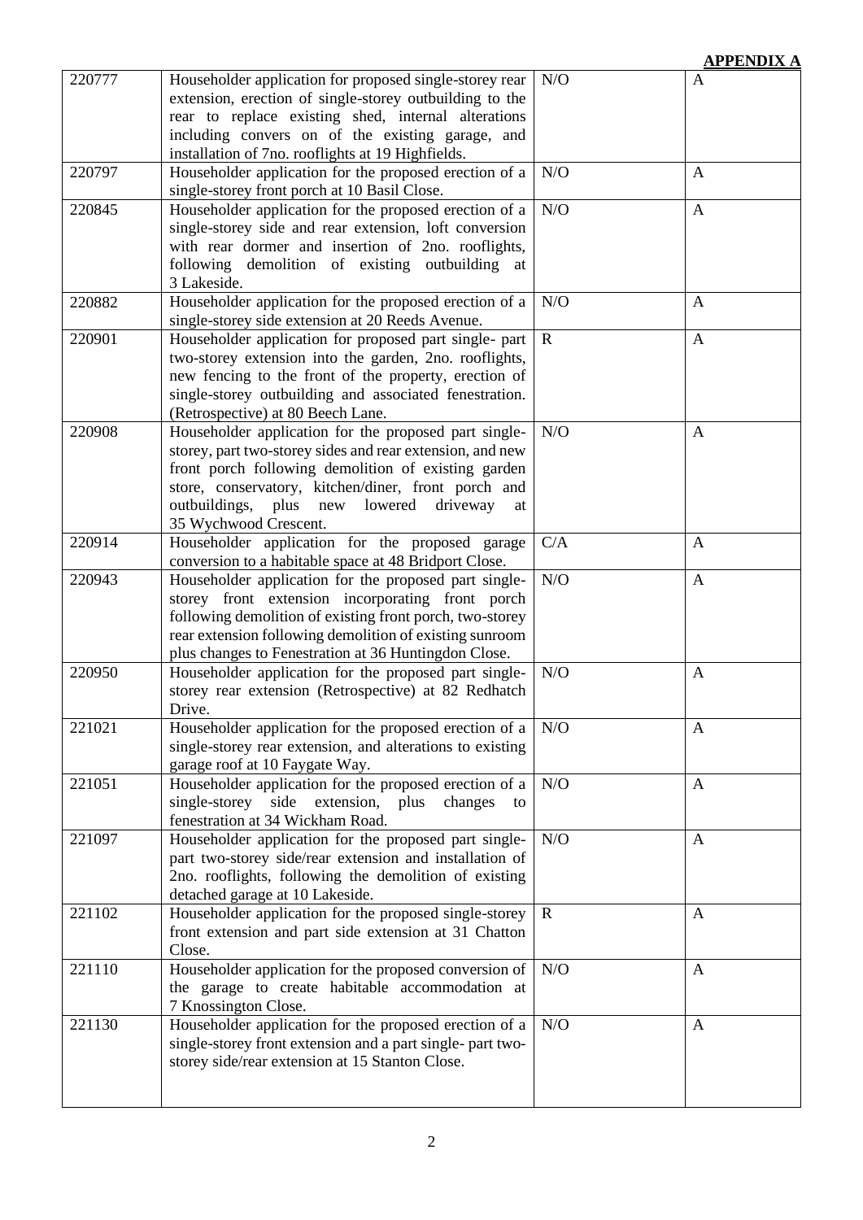**APPENDIX A**

| | | | |
|---|---|---|---|
| 220777 | Householder application for proposed single-storey rear extension, erection of single-storey outbuilding to the rear to replace existing shed, internal alterations including convers on of the existing garage, and installation of 7no. rooflights at 19 Highfields. | N/O | A |
| 220797 | Householder application for the proposed erection of a single-storey front porch at 10 Basil Close. | N/O | A |
| 220845 | Householder application for the proposed erection of a single-storey side and rear extension, loft conversion with rear dormer and insertion of 2no. rooflights, following demolition of existing outbuilding at 3 Lakeside. | N/O | A |
| 220882 | Householder application for the proposed erection of a single-storey side extension at 20 Reeds Avenue. | N/O | A |
| 220901 | Householder application for proposed part single- part two-storey extension into the garden, 2no. rooflights, new fencing to the front of the property, erection of single-storey outbuilding and associated fenestration. (Retrospective) at 80 Beech Lane. | R | A |
| 220908 | Householder application for the proposed part single-storey, part two-storey sides and rear extension, and new front porch following demolition of existing garden store, conservatory, kitchen/diner, front porch and outbuildings, plus new lowered driveway at 35 Wychwood Crescent. | N/O | A |
| 220914 | Householder application for the proposed garage conversion to a habitable space at 48 Bridport Close. | C/A | A |
| 220943 | Householder application for the proposed part single-storey front extension incorporating front porch following demolition of existing front porch, two-storey rear extension following demolition of existing sunroom plus changes to Fenestration at 36 Huntingdon Close. | N/O | A |
| 220950 | Householder application for the proposed part single-storey rear extension (Retrospective) at 82 Redhatch Drive. | N/O | A |
| 221021 | Householder application for the proposed erection of a single-storey rear extension, and alterations to existing garage roof at 10 Faygate Way. | N/O | A |
| 221051 | Householder application for the proposed erection of a single-storey side extension, plus changes to fenestration at 34 Wickham Road. | N/O | A |
| 221097 | Householder application for the proposed part single-part two-storey side/rear extension and installation of 2no. rooflights, following the demolition of existing detached garage at 10 Lakeside. | N/O | A |
| 221102 | Householder application for the proposed single-storey front extension and part side extension at 31 Chatton Close. | R | A |
| 221110 | Householder application for the proposed conversion of the garage to create habitable accommodation at 7 Knossington Close. | N/O | A |
| 221130 | Householder application for the proposed erection of a single-storey front extension and a part single- part two-storey side/rear extension at 15 Stanton Close. | N/O | A |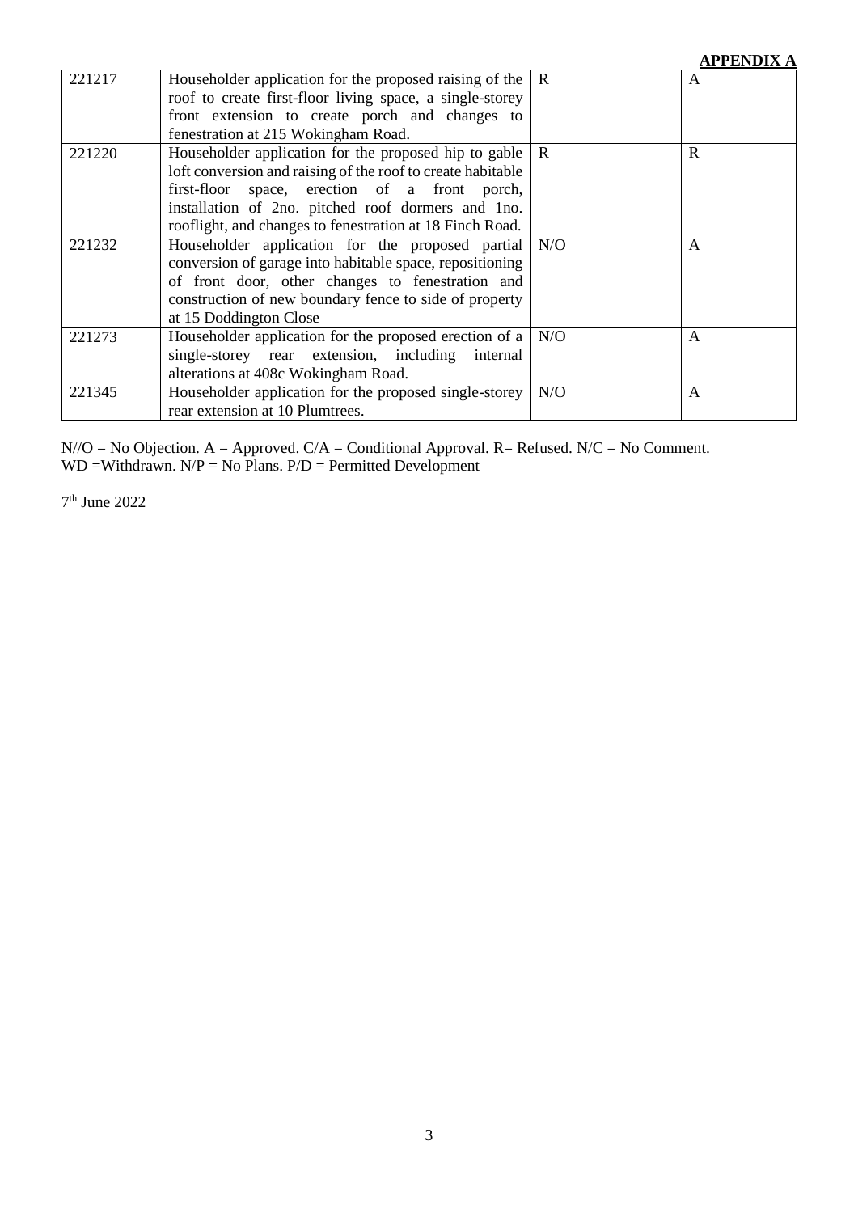**APPENDIX A**

| | | | |
|---|---|---|---|
| 221217 | Householder application for the proposed raising of the roof to create first-floor living space, a single-storey front extension to create porch and changes to fenestration at 215 Wokingham Road. | R | A |
| 221220 | Householder application for the proposed hip to gable loft conversion and raising of the roof to create habitable first-floor space, erection of a front porch, installation of 2no. pitched roof dormers and 1no. rooflight, and changes to fenestration at 18 Finch Road. | R | R |
| 221232 | Householder application for the proposed partial conversion of garage into habitable space, repositioning of front door, other changes to fenestration and construction of new boundary fence to side of property at 15 Doddington Close | N/O | A |
| 221273 | Householder application for the proposed erection of a single-storey rear extension, including internal alterations at 408c Wokingham Road. | N/O | A |
| 221345 | Householder application for the proposed single-storey rear extension at 10 Plumtrees. | N/O | A |

N//O = No Objection. A = Approved. C/A = Conditional Approval. R= Refused. N/C = No Comment.
WD =Withdrawn. N/P = No Plans. P/D = Permitted Development

7th June 2022